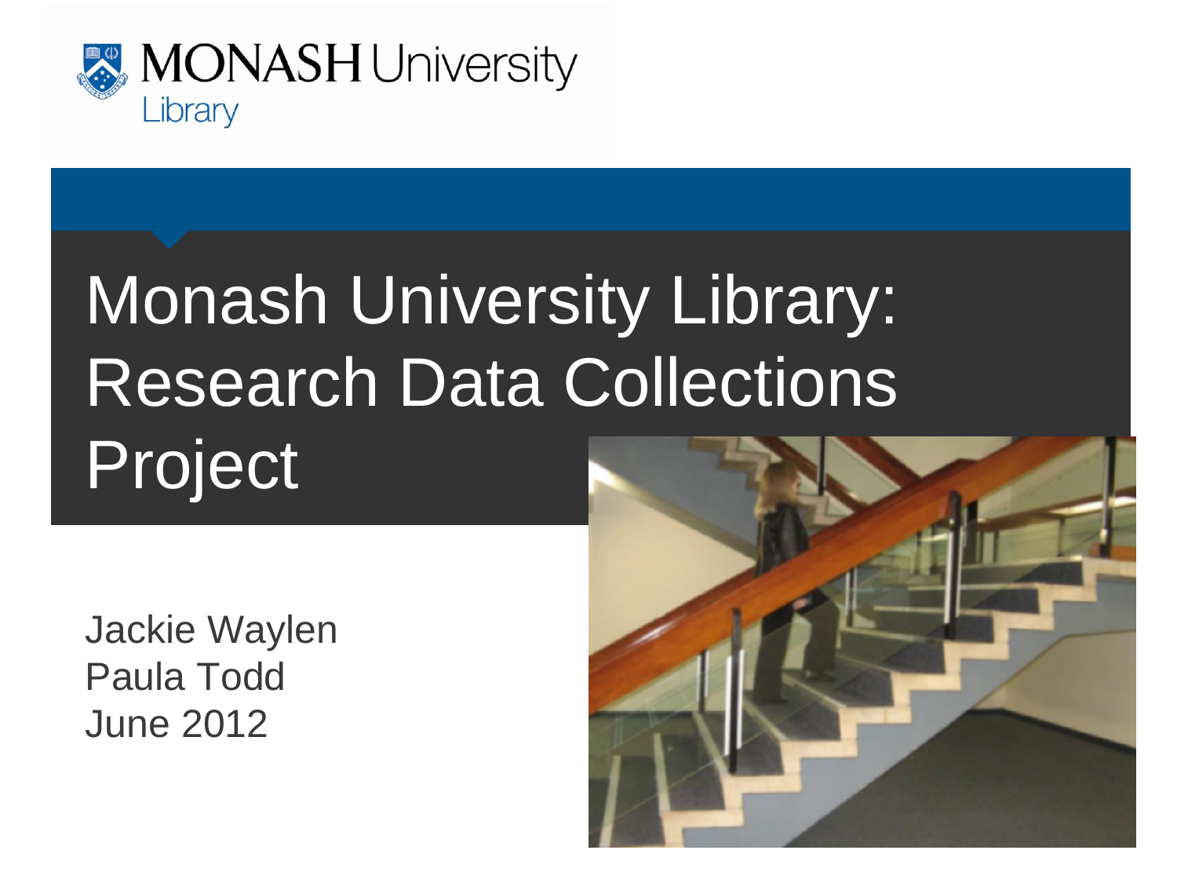MONASH University Library

# Monash University Library: Research Data Collections Project

Jackie Waylen
Paula Todd
June 2012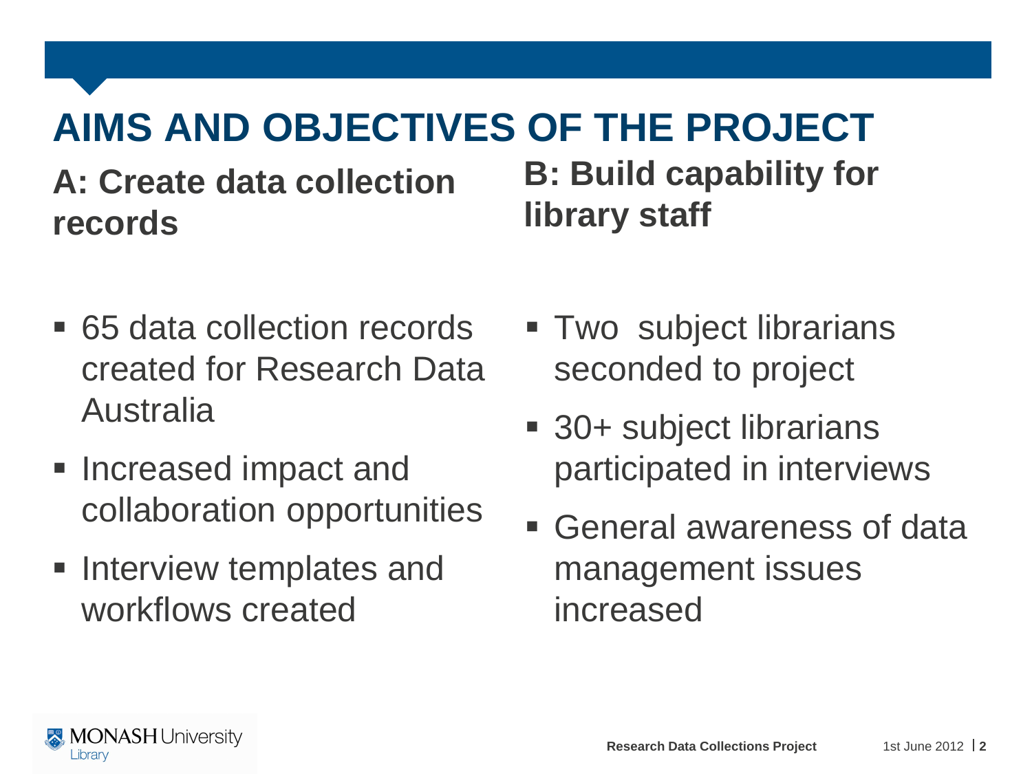# AIMS AND OBJECTIVES OF THE PROJECT

## A: Create data collection records

- 65 data collection records created for Research Data Australia
- Increased impact and collaboration opportunities
- Interview templates and workflows created

## B: Build capability for library staff

- Two subject librarians seconded to project
- 30+ subject librarians participated in interviews
- General awareness of data management issues increased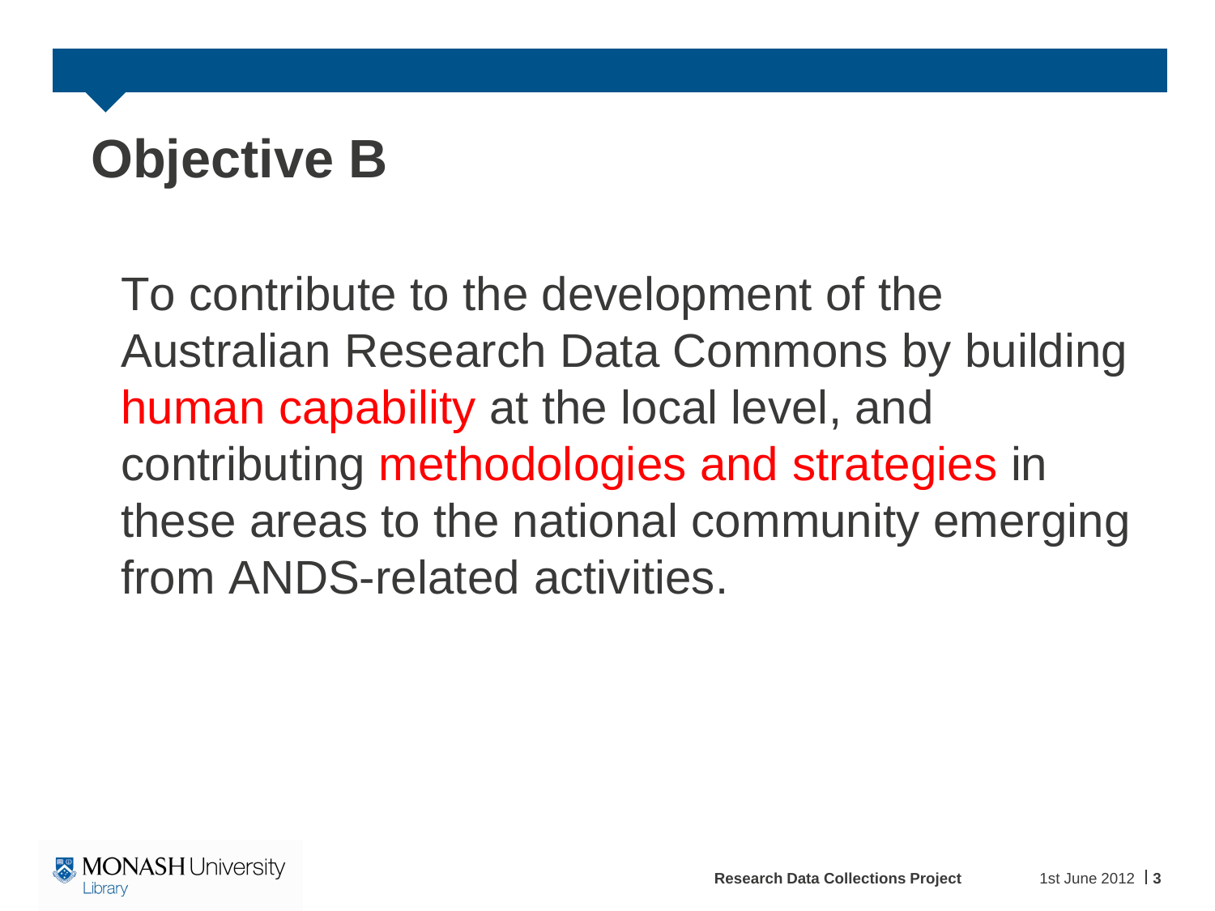# Objective B

To contribute to the development of the Australian Research Data Commons by building human capability at the local level, and contributing methodologies and strategies in these areas to the national community emerging from ANDS-related activities.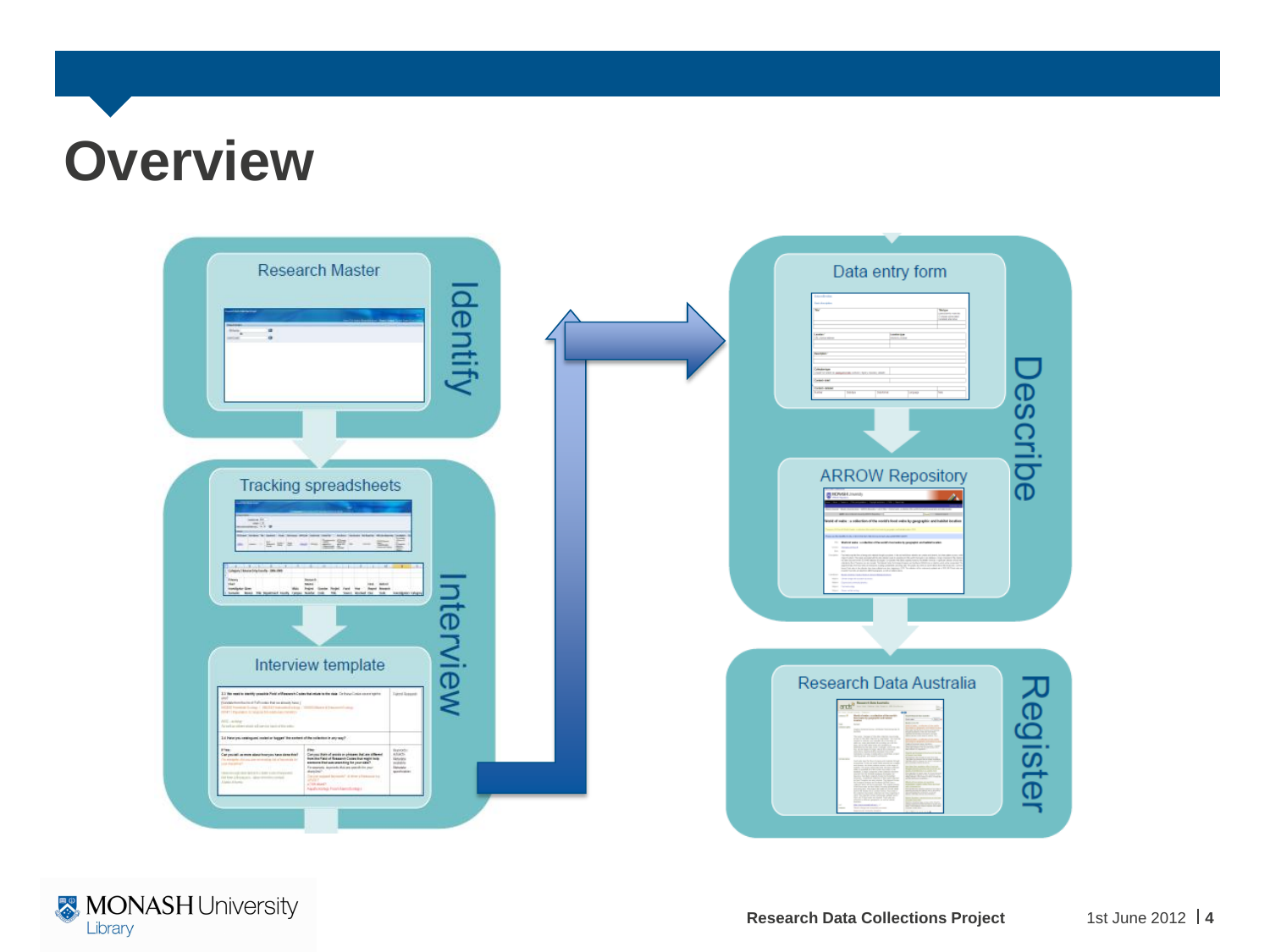# Overview

Identify

Research Master

Interview

Tracking spreadsheets

Interview template

Describe

Data entry form

ARROW Repository

Register

Research Data Australia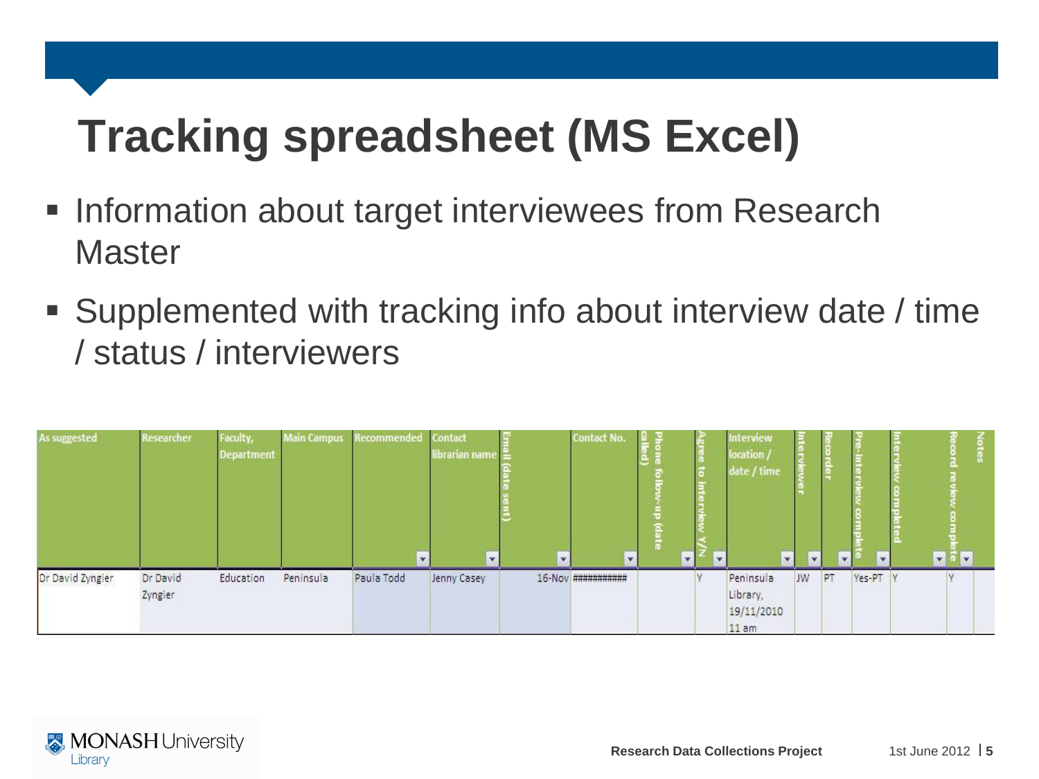# Tracking spreadsheet (MS Excel)

- Information about target interviewees from Research Master
- Supplemented with tracking info about interview date / time / status / interviewers

| As suggested | Researcher | Faculty, Department | Main Campus | Recommended | Contact librarian name | Email (date sent) | Contact No. | Phone follow-up (date called) | Agree to interview Y/N | Interview location / date / time | Interviewer | Recorder | Pre-interview complete | Interview completed | Record review complete | Notes |
|---|---|---|---|---|---|---|---|---|---|---|---|---|---|---|---|---|
| Dr David Zyngier | Dr David Zyngier | Education | Peninsula | Paula Todd | Jenny Casey | 16-Nov | ########### | | Y | Peninsula Library, 19/11/2010 11 am | JW | PT | Yes-PT | Y | Y | |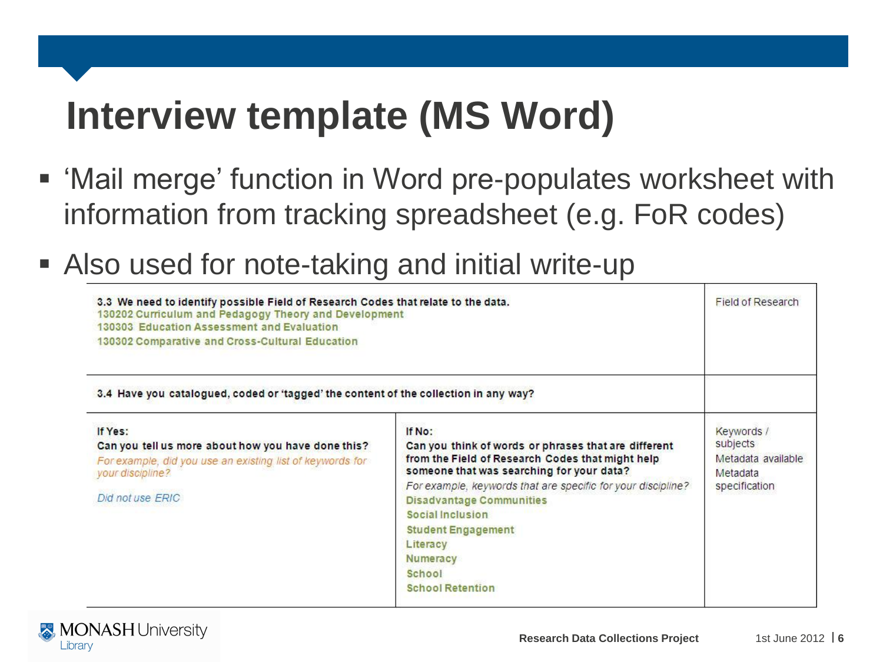# Interview template (MS Word)

- 'Mail merge' function in Word pre-populates worksheet with information from tracking spreadsheet (e.g. FoR codes)
- Also used for note-taking and initial write-up

| | | |
|---|---|---|
| **3.3 We need to identify possible Field of Research Codes that relate to the data.**<br>130202 Curriculum and Pedagogy Theory and Development<br>130303 Education Assessment and Evaluation<br>130302 Comparative and Cross-Cultural Education | | Field of Research |
| **3.4 Have you catalogued, coded or 'tagged' the content of the collection in any way?** | | |
| **If Yes:**<br>**Can you tell us more about how you have done this?**<br>*For example, did you use an existing list of keywords for your discipline?*<br>*Did not use ERIC* | **If No:**<br>**Can you think of words or phrases that are different from the Field of Research Codes that might help someone that was searching for your data?**<br>*For example, keywords that are specific for your discipline?*<br>Disadvantage Communities<br>Social Inclusion<br>Student Engagement<br>Literacy<br>Numeracy<br>School<br>School Retention | Keywords / subjects<br>Metadata available<br>Metadata specification |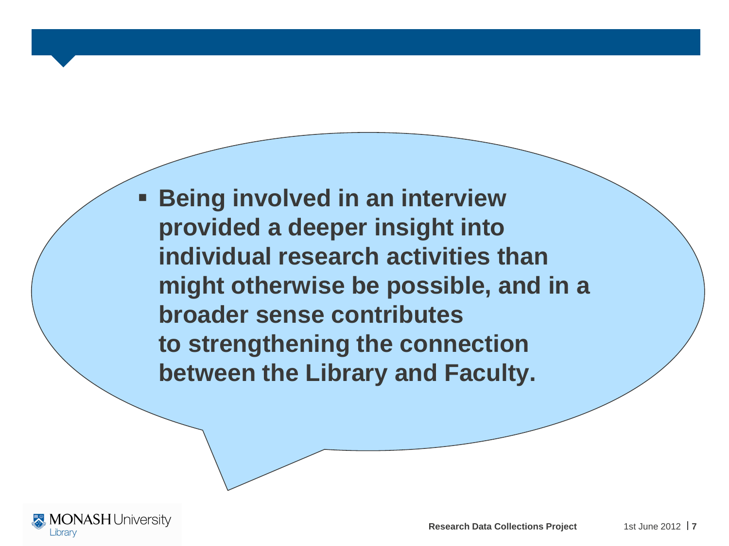- **Being involved in an interview provided a deeper insight into individual research activities than might otherwise be possible, and in a broader sense contributes to strengthening the connection between the Library and Faculty.**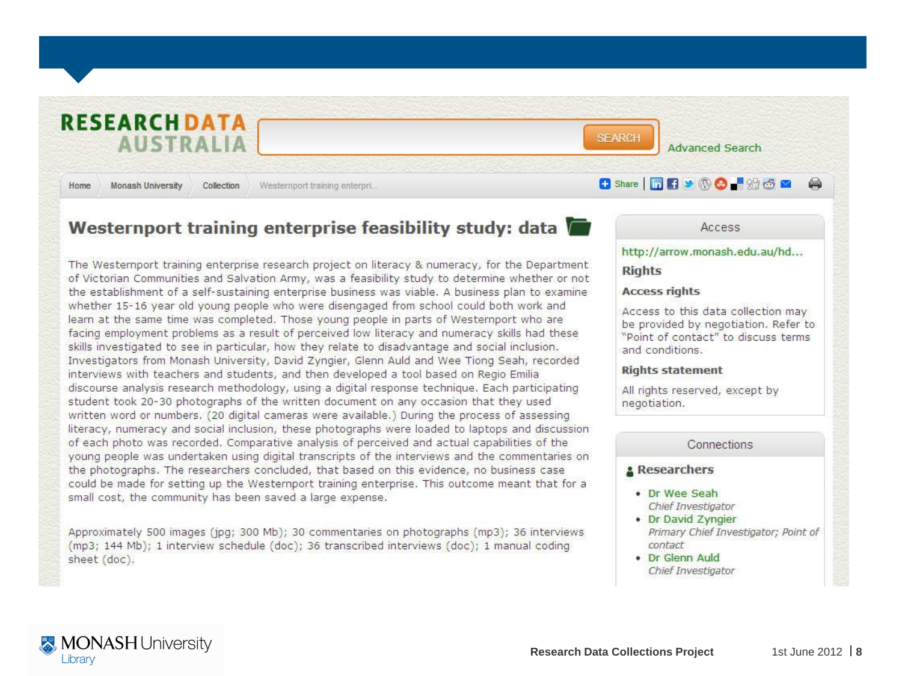RESEARCH DATA AUSTRALIA

SEARCH | Advanced Search

Home | Monash University | Collection | Westernport training enterpri...

Share

# Westernport training enterprise feasibility study: data

The Westernport training enterprise research project on literacy & numeracy, for the Department of Victorian Communities and Salvation Army, was a feasibility study to determine whether or not the establishment of a self-sustaining enterprise business was viable. A business plan to examine whether 15-16 year old young people who were disengaged from school could both work and learn at the same time was completed. Those young people in parts of Westernport who are facing employment problems as a result of perceived low literacy and numeracy skills had these skills investigated to see in particular, how they relate to disadvantage and social inclusion. Investigators from Monash University, David Zyngier, Glenn Auld and Wee Tiong Seah, recorded interviews with teachers and students, and then developed a tool based on Regio Emilia discourse analysis research methodology, using a digital response technique. Each participating student took 20-30 photographs of the written document on any occasion that they used written word or numbers. (20 digital cameras were available.) During the process of assessing literacy, numeracy and social inclusion, these photographs were loaded to laptops and discussion of each photo was recorded. Comparative analysis of perceived and actual capabilities of the young people was undertaken using digital transcripts of the interviews and the commentaries on the photographs. The researchers concluded, that based on this evidence, no business case could be made for setting up the Westernport training enterprise. This outcome meant that for a small cost, the community has been saved a large expense.

Approximately 500 images (jpg; 300 Mb); 30 commentaries on photographs (mp3); 36 interviews (mp3; 144 Mb); 1 interview schedule (doc); 36 transcribed interviews (doc); 1 manual coding sheet (doc).

## Access

http://arrow.monash.edu.au/hd...

### Rights

**Access rights**

Access to this data collection may be provided by negotiation. Refer to "Point of contact" to discuss terms and conditions.

**Rights statement**

All rights reserved, except by negotiation.

## Connections

### Researchers

- Dr Wee Seah
  *Chief Investigator*
- Dr David Zyngier
  *Primary Chief Investigator; Point of contact*
- Dr Glenn Auld
  *Chief Investigator*

Research Data Collections Project

1st June 2012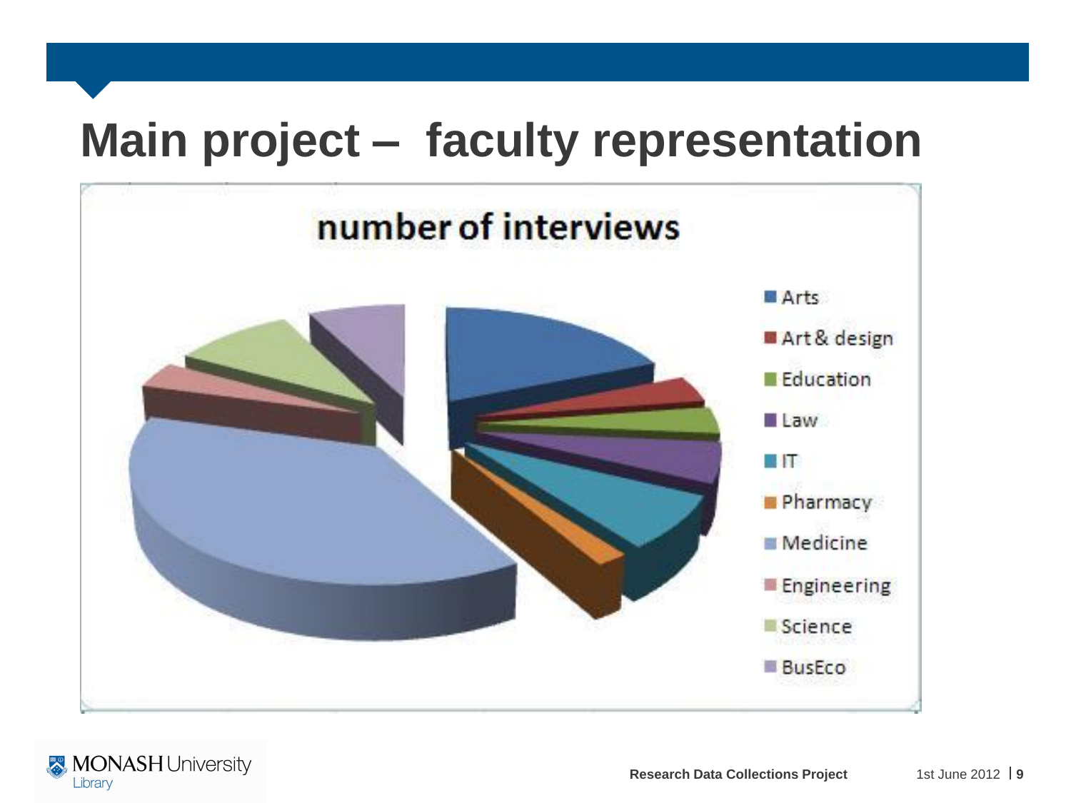# Main project – faculty representation

number of interviews

- Arts
- Art & design
- Education
- Law
- IT
- Pharmacy
- Medicine
- Engineering
- Science
- BusEco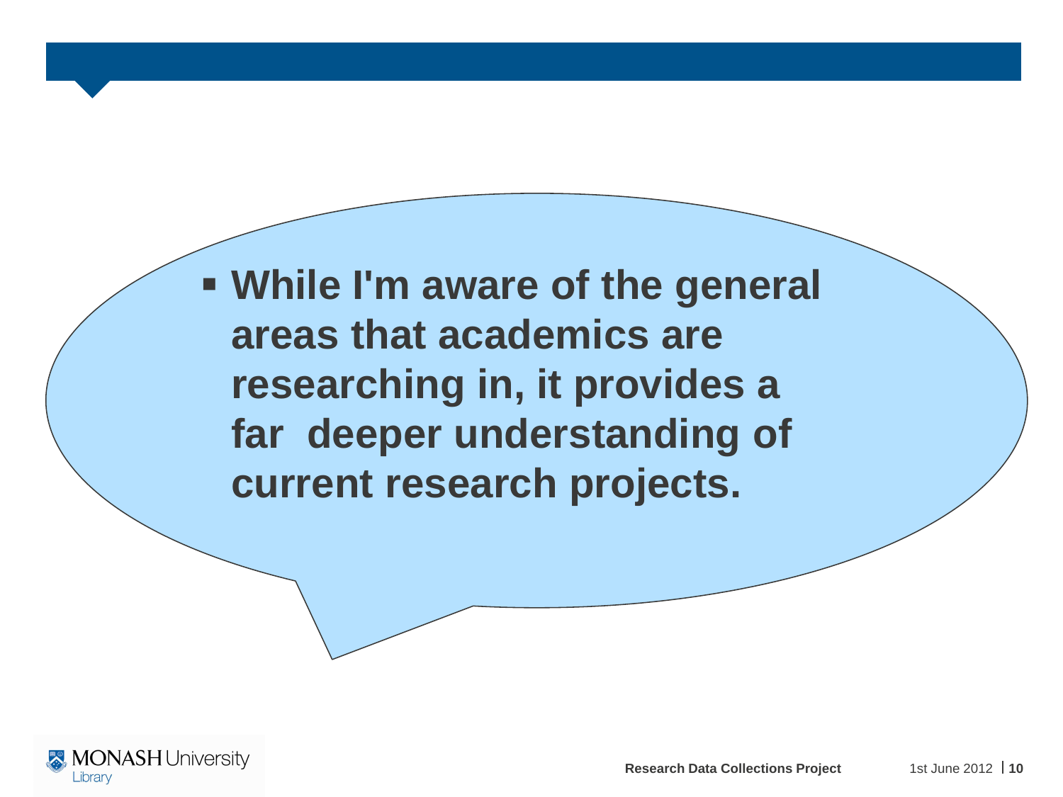- **While I'm aware of the general areas that academics are researching in, it provides a far deeper understanding of current research projects.**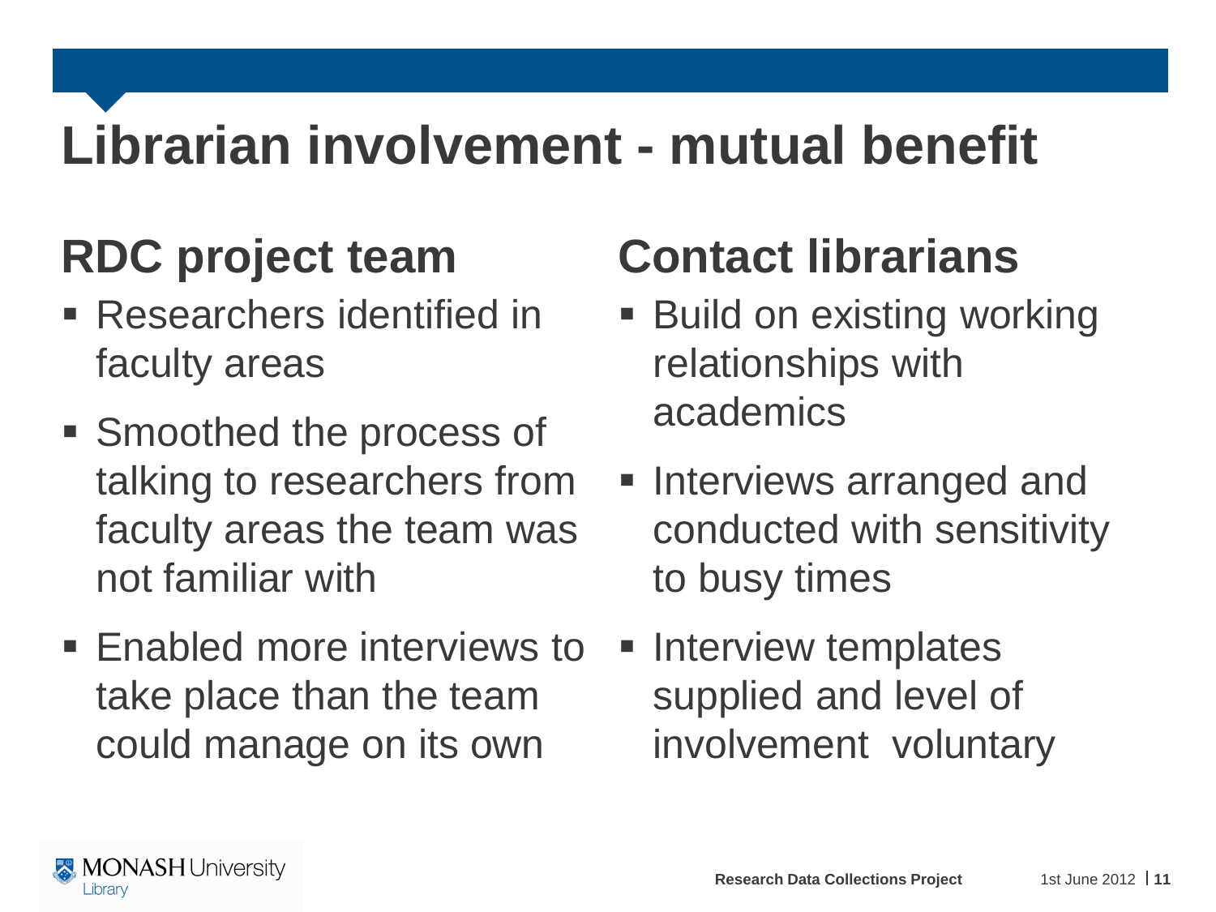# Librarian involvement - mutual benefit

## RDC project team

- Researchers identified in faculty areas
- Smoothed the process of talking to researchers from faculty areas the team was not familiar with
- Enabled more interviews to take place than the team could manage on its own

## Contact librarians

- Build on existing working relationships with academics
- Interviews arranged and conducted with sensitivity to busy times
- Interview templates supplied and level of involvement voluntary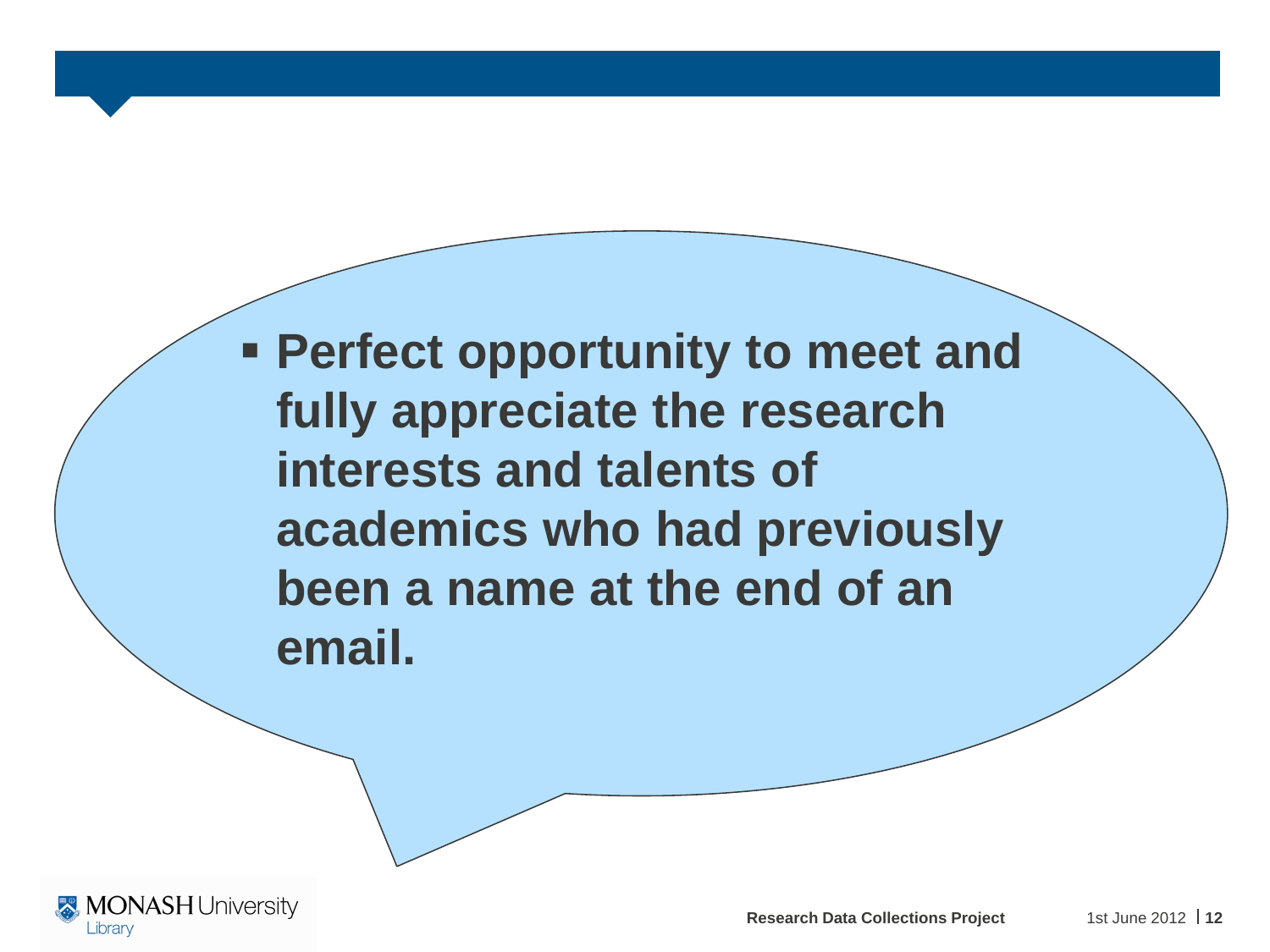- **Perfect opportunity to meet and fully appreciate the research interests and talents of academics who had previously been a name at the end of an email.**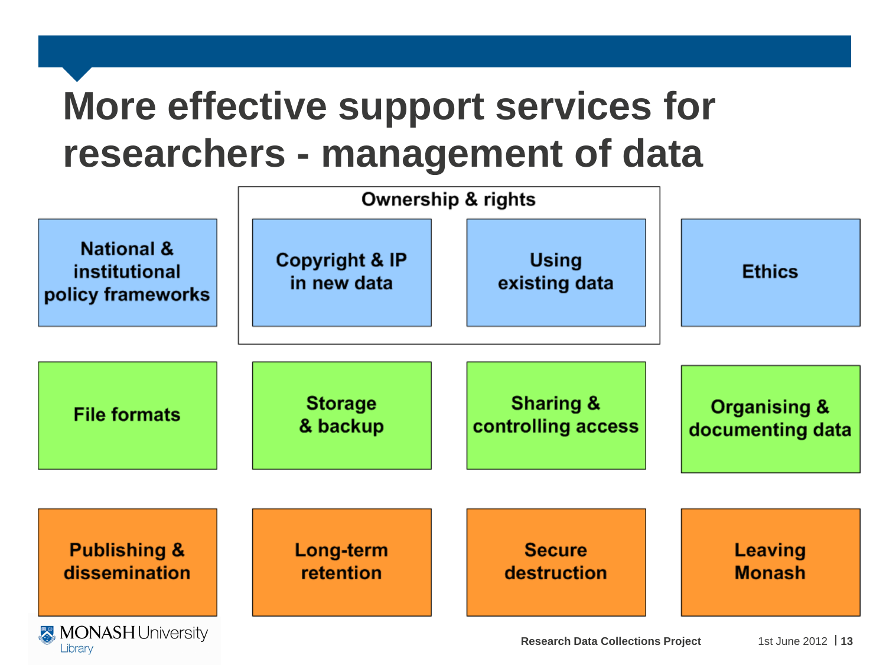# More effective support services for researchers - management of data

National & institutional policy frameworks

**Ownership & rights**

- Copyright & IP in new data
- Using existing data

Ethics

File formats

Storage & backup

Sharing & controlling access

Organising & documenting data

Publishing & dissemination

Long-term retention

Secure destruction

Leaving Monash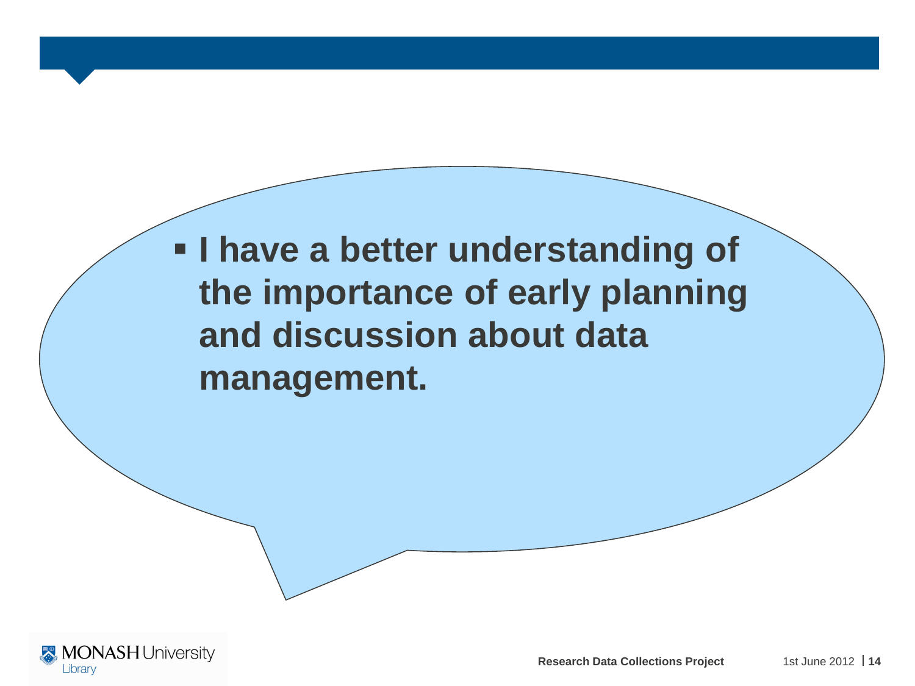- **I have a better understanding of the importance of early planning and discussion about data management.**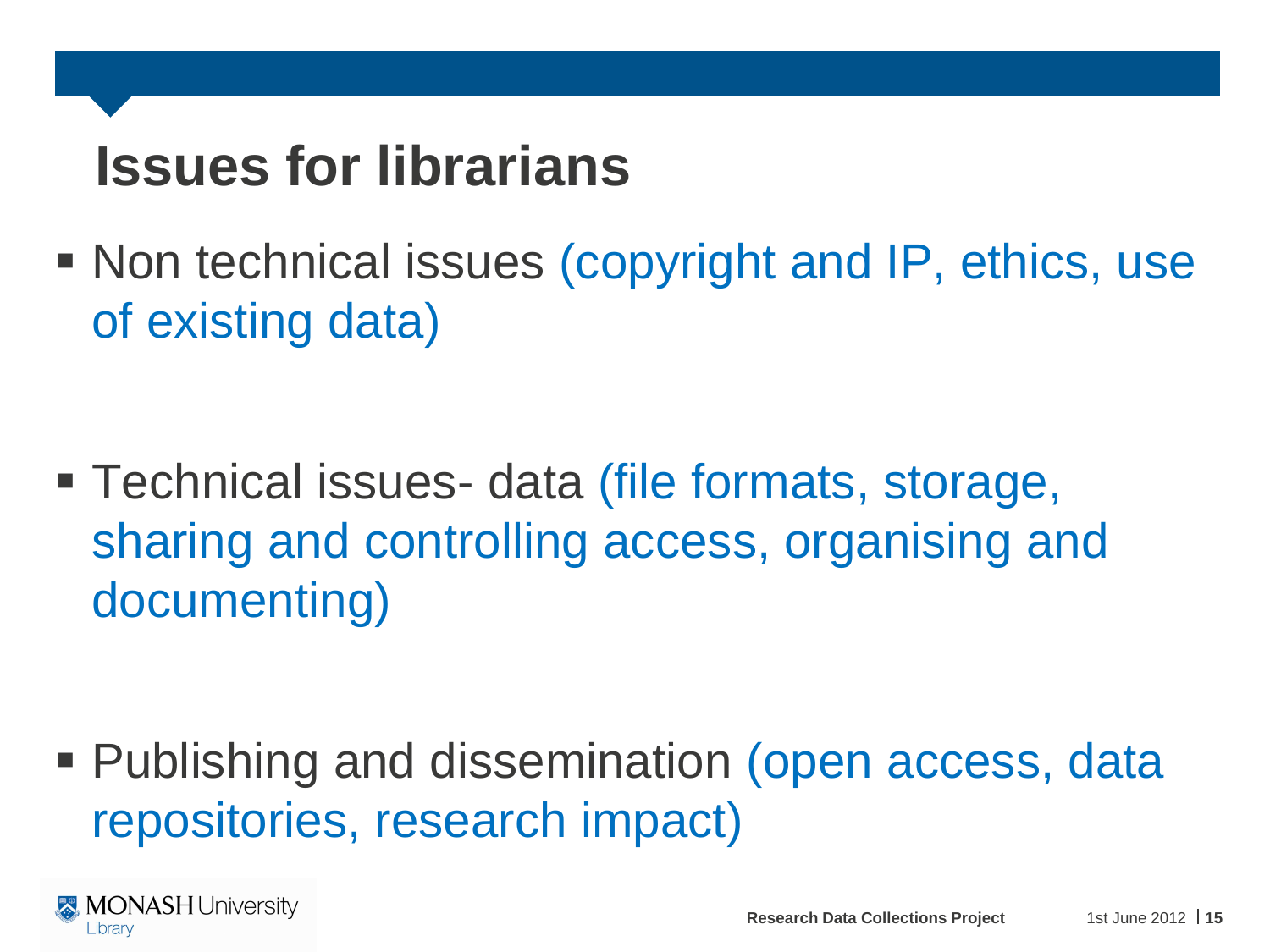# Issues for librarians

- Non technical issues (copyright and IP, ethics, use of existing data)

- Technical issues- data (file formats, storage, sharing and controlling access, organising and documenting)

- Publishing and dissemination (open access, data repositories, research impact)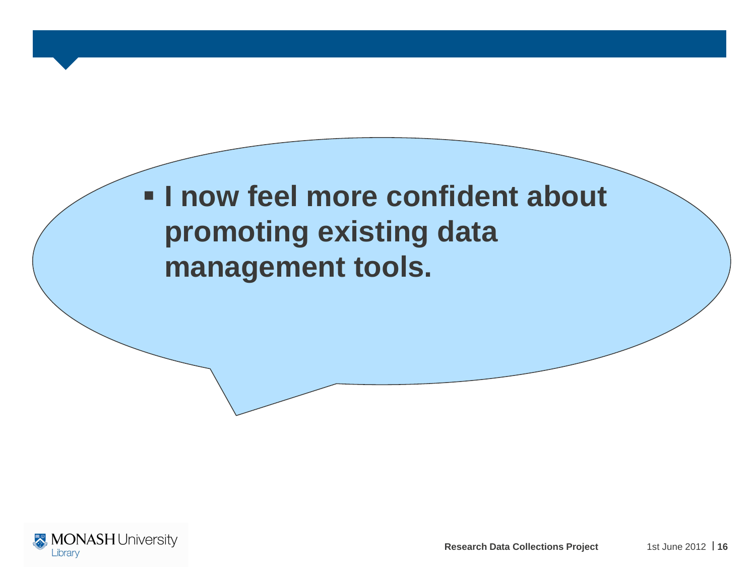- **I now feel more confident about promoting existing data management tools.**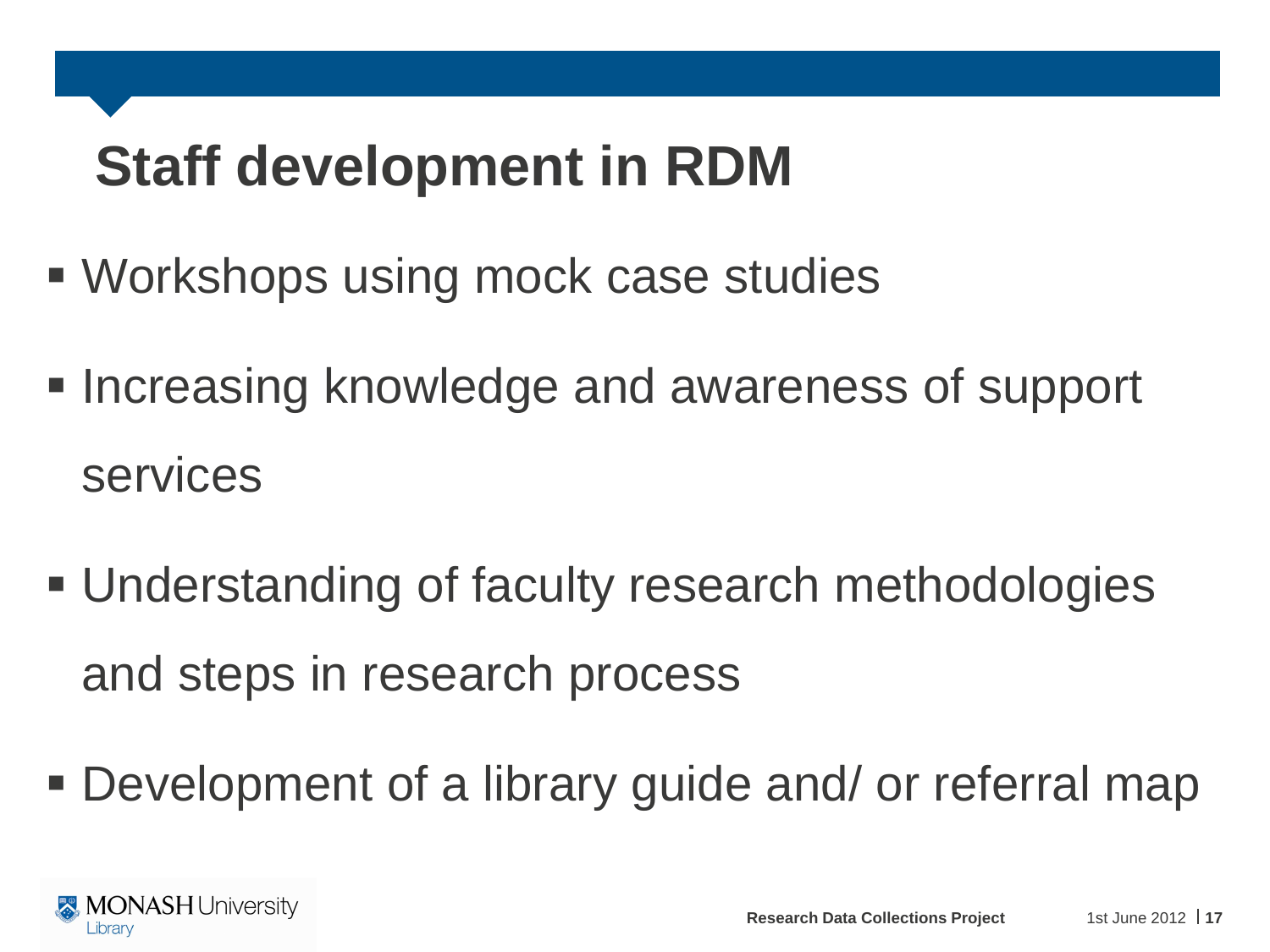# Staff development in RDM

- Workshops using mock case studies
- Increasing knowledge and awareness of support services
- Understanding of faculty research methodologies and steps in research process
- Development of a library guide and/ or referral map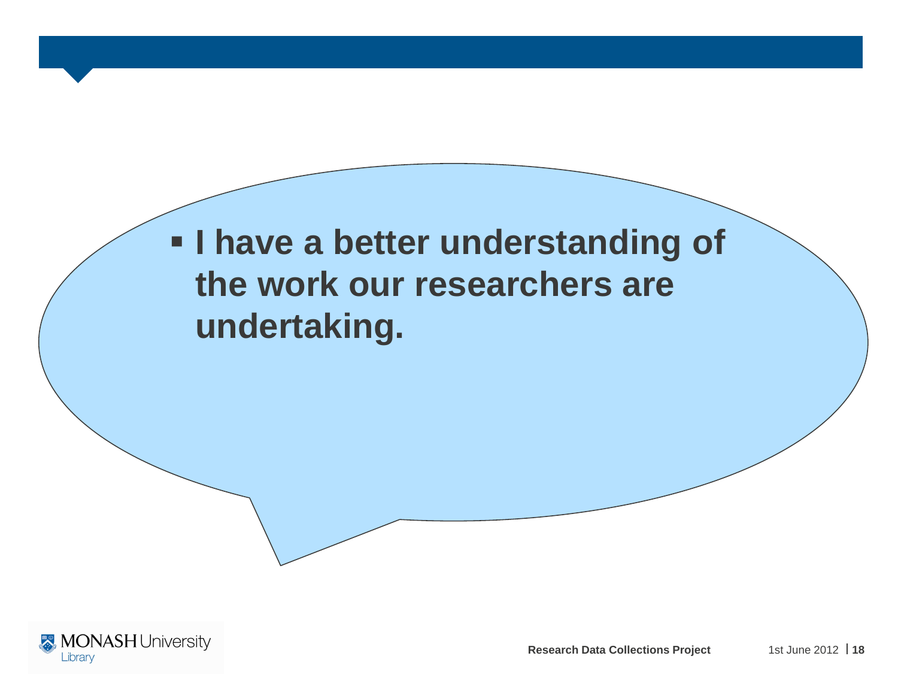- **I have a better understanding of the work our researchers are undertaking.**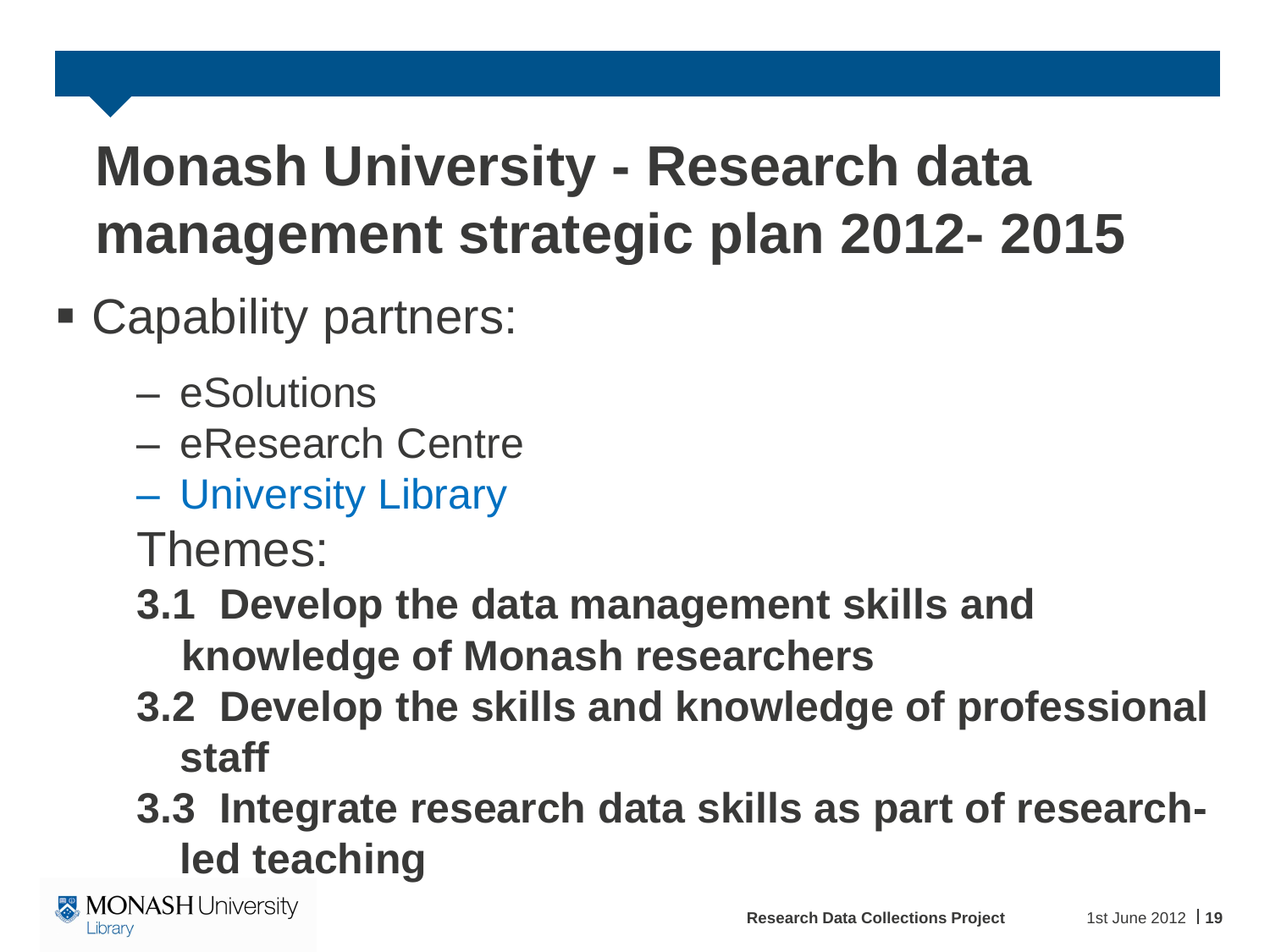# Monash University - Research data management strategic plan 2012- 2015

- Capability partners:
  - eSolutions
  - eResearch Centre
  - University Library

  Themes:

  **3.1 Develop the data management skills and knowledge of Monash researchers**

  **3.2 Develop the skills and knowledge of professional staff**

  **3.3 Integrate research data skills as part of research-led teaching**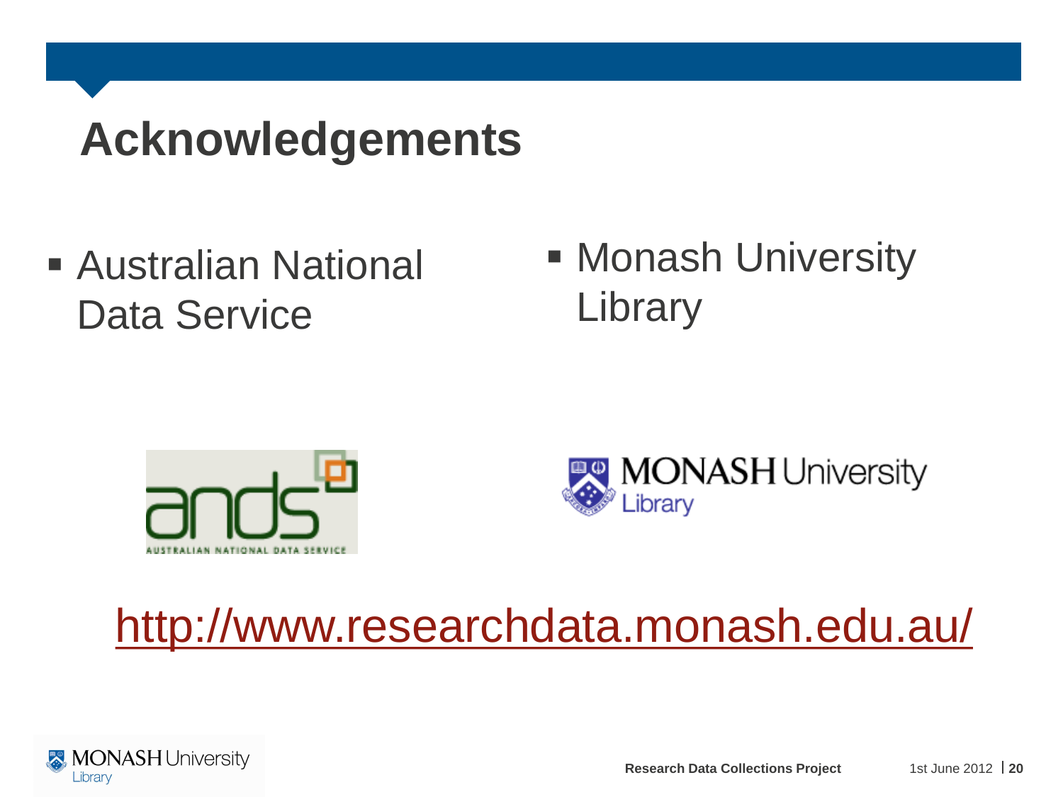# Acknowledgements

- Australian National Data Service
- Monash University Library

http://www.researchdata.monash.edu.au/